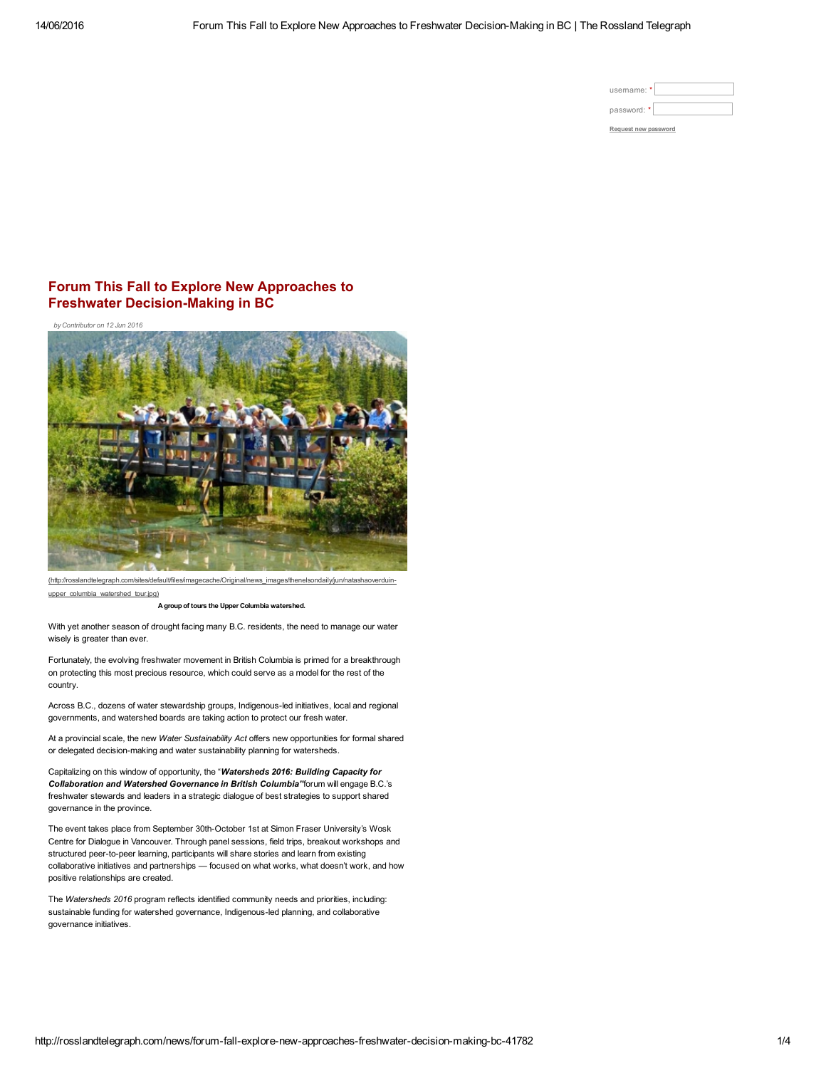username: *

password: *

Request new password

# Forum This Fall to Explore New Approaches to Freshwater Decision-Making in BC

*by Contributor on 12 Jun 2016*

(http://rosslandtelegraph.com/sites/default/files/imagecache/Original/news_images/thenelsondaily/jun/natashaoverduin-upper_columbia_watershed_tour.jpg)

**A group of tours the Upper Columbia watershed.**

With yet another season of drought facing many B.C. residents, the need to manage our water wisely is greater than ever.

Fortunately, the evolving freshwater movement in British Columbia is primed for a breakthrough on protecting this most precious resource, which could serve as a model for the rest of the country.

Across B.C., dozens of water stewardship groups, Indigenous-led initiatives, local and regional governments, and watershed boards are taking action to protect our fresh water.

At a provincial scale, the new *Water Sustainability Act* offers new opportunities for formal shared or delegated decision-making and water sustainability planning for watersheds.

Capitalizing on this window of opportunity, the "***Watersheds 2016: Building Capacity for Collaboration and Watershed Governance in British Columbia"***forum will engage B.C.'s freshwater stewards and leaders in a strategic dialogue of best strategies to support shared governance in the province.

The event takes place from September 30th-October 1st at Simon Fraser University's Wosk Centre for Dialogue in Vancouver. Through panel sessions, field trips, breakout workshops and structured peer-to-peer learning, participants will share stories and learn from existing collaborative initiatives and partnerships — focused on what works, what doesn't work, and how positive relationships are created.

The *Watersheds 2016* program reflects identified community needs and priorities, including: sustainable funding for watershed governance, Indigenous-led planning, and collaborative governance initiatives.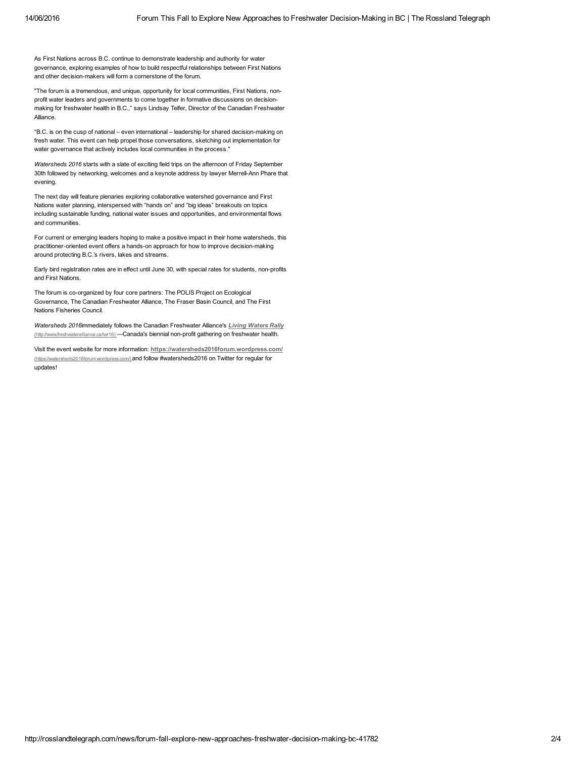As First Nations across B.C. continue to demonstrate leadership and authority for water governance, exploring examples of how to build respectful relationships between First Nations and other decision-makers will form a cornerstone of the forum.

"The forum is a tremendous, and unique, opportunity for local communities, First Nations, non-profit water leaders and governments to come together in formative discussions on decision-making for freshwater health in B.C.," says Lindsay Telfer, Director of the Canadian Freshwater Alliance.

"B.C. is on the cusp of national – even international – leadership for shared decision-making on fresh water. This event can help propel those conversations, sketching out implementation for water governance that actively includes local communities in the process."

*Watersheds 2016* starts with a slate of exciting field trips on the afternoon of Friday September 30th followed by networking, welcomes and a keynote address by lawyer Merrell-Ann Phare that evening.

The next day will feature plenaries exploring collaborative watershed governance and First Nations water planning, interspersed with "hands on" and "big ideas" breakouts on topics including sustainable funding, national water issues and opportunities, and environmental flows and communities.

For current or emerging leaders hoping to make a positive impact in their home watersheds, this practitioner-oriented event offers a hands-on approach for how to improve decision-making around protecting B.C.'s rivers, lakes and streams.

Early bird registration rates are in effect until June 30, with special rates for students, non-profits and First Nations.

The forum is co-organized by four core partners: The POLIS Project on Ecological Governance, The Canadian Freshwater Alliance, The Fraser Basin Council, and The First Nations Fisheries Council.

*Watersheds 2016*immediately follows the Canadian Freshwater Alliance's ***Living Waters Rally*** (http://www.freshwateralliance.ca/lwr16) —Canada's biennial non-profit gathering on freshwater health.

Visit the event website for more information: **https://watersheds2016forum.wordpress.com/** (https://watersheds2016forum.wordpress.com/) and follow #watersheds2016 on Twitter for regular for updates!